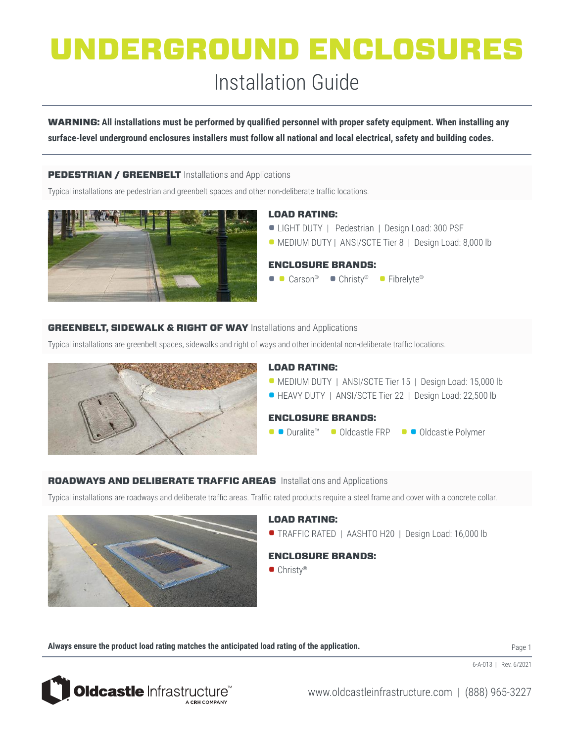# UNDERGROUND ENCLOSURES

## Installation Guide

**WARNING: All installations must be performed by qualified personnel with proper safety equipment. When installing any surface-level underground enclosures installers must follow all national and local electrical, safety and building codes.**

### PEDESTRIAN / GREENBELT Installations and Applications

Typical installations are pedestrian and greenbelt spaces and other non-deliberate traffic locations.

**LOAD RATING:**

- LIGHT DUTY | Pedestrian | Design Load: 300 PSF
- MEDIUM DUTY | ANSI/SCTE Tier 8 | Design Load: 8,000 lb

**ENCLOSURE BRANDS:**

- Carson®
- Christy®
- Fibrelyte®

### GREENBELT, SIDEWALK & RIGHT OF WAY Installations and Applications

Typical installations are greenbelt spaces, sidewalks and right of ways and other incidental non-deliberate traffic locations.

**LOAD RATING:**

- MEDIUM DUTY | ANSI/SCTE Tier 15 | Design Load: 15,000 lb
- HEAVY DUTY | ANSI/SCTE Tier 22 | Design Load: 22,500 lb

**ENCLOSURE BRANDS:**

- Duralite™
- Oldcastle FRP
- Oldcastle Polymer

### ROADWAYS AND DELIBERATE TRAFFIC AREAS Installations and Applications

Typical installations are roadways and deliberate traffic areas. Traffic rated products require a steel frame and cover with a concrete collar.

**LOAD RATING:**

- TRAFFIC RATED | AASHTO H20 | Design Load: 16,000 lb

**ENCLOSURE BRANDS:**

- Christy®

**Always ensure the product load rating matches the anticipated load rating of the application.**

6-A-013 | Rev. 6/2021

Oldcastle Infrastructure™ A CRH COMPANY

www.oldcastleinfrastructure.com | (888) 965-3227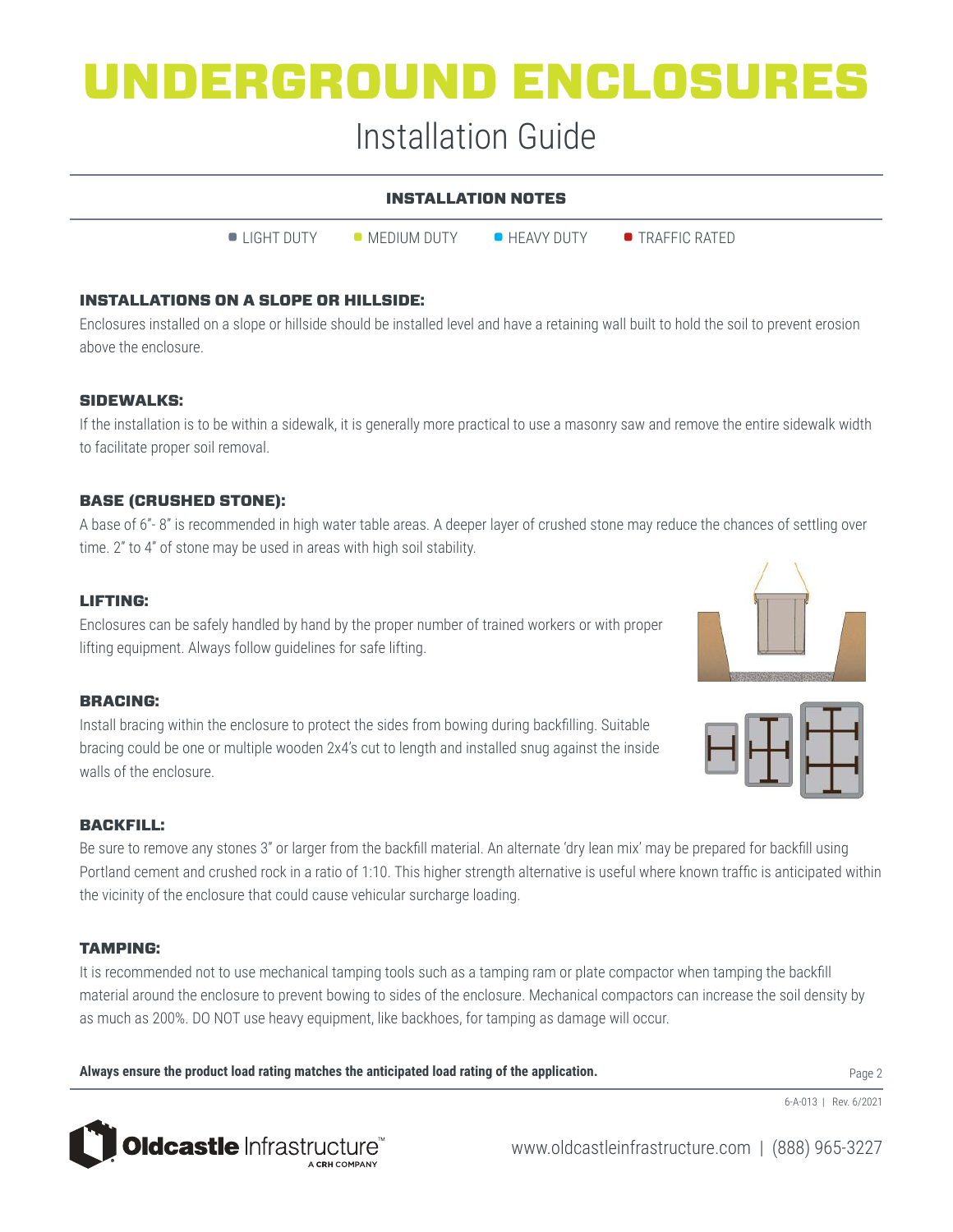# UNDERGROUND ENCLOSURES

## Installation Guide

### INSTALLATION NOTES

■ LIGHT DUTY ■ MEDIUM DUTY ■ HEAVY DUTY ■ TRAFFIC RATED

#### INSTALLATIONS ON A SLOPE OR HILLSIDE:

Enclosures installed on a slope or hillside should be installed level and have a retaining wall built to hold the soil to prevent erosion above the enclosure.

#### SIDEWALKS:

If the installation is to be within a sidewalk, it is generally more practical to use a masonry saw and remove the entire sidewalk width to facilitate proper soil removal.

#### BASE (CRUSHED STONE):

A base of 6"- 8" is recommended in high water table areas. A deeper layer of crushed stone may reduce the chances of settling over time. 2" to 4" of stone may be used in areas with high soil stability.

#### LIFTING:

Enclosures can be safely handled by hand by the proper number of trained workers or with proper lifting equipment. Always follow guidelines for safe lifting.

#### BRACING:

Install bracing within the enclosure to protect the sides from bowing during backfilling. Suitable bracing could be one or multiple wooden 2x4's cut to length and installed snug against the inside walls of the enclosure.

#### BACKFILL:

Be sure to remove any stones 3" or larger from the backfill material. An alternate 'dry lean mix' may be prepared for backfill using Portland cement and crushed rock in a ratio of 1:10. This higher strength alternative is useful where known traffic is anticipated within the vicinity of the enclosure that could cause vehicular surcharge loading.

#### TAMPING:

It is recommended not to use mechanical tamping tools such as a tamping ram or plate compactor when tamping the backfill material around the enclosure to prevent bowing to sides of the enclosure. Mechanical compactors can increase the soil density by as much as 200%. DO NOT use heavy equipment, like backhoes, for tamping as damage will occur.

**Always ensure the product load rating matches the anticipated load rating of the application.**

6-A-013 | Rev. 6/2021

Oldcastle Infrastructure™ A CRH COMPANY

www.oldcastleinfrastructure.com | (888) 965-3227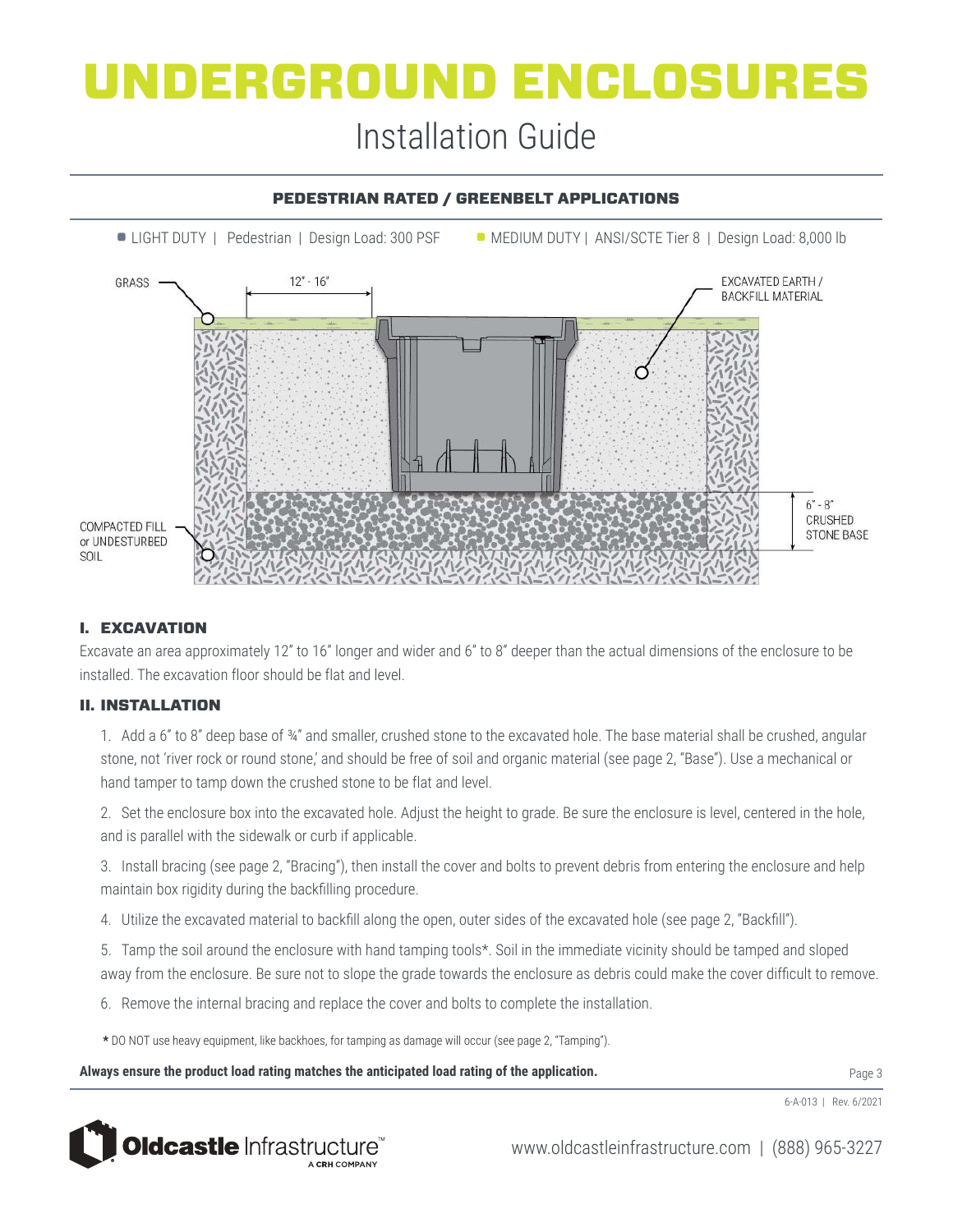# UNDERGROUND ENCLOSURES

## Installation Guide

### PEDESTRIAN RATED / GREENBELT APPLICATIONS

- LIGHT DUTY | Pedestrian | Design Load: 300 PSF
- MEDIUM DUTY | ANSI/SCTE Tier 8 | Design Load: 8,000 lb

GRASS

12" - 16"

EXCAVATED EARTH / BACKFILL MATERIAL

COMPACTED FILL or UNDESTURBED SOIL

6" - 8" CRUSHED STONE BASE

### I. EXCAVATION

Excavate an area approximately 12" to 16" longer and wider and 6" to 8" deeper than the actual dimensions of the enclosure to be installed. The excavation floor should be flat and level.

### II. INSTALLATION

1. Add a 6" to 8" deep base of ¾" and smaller, crushed stone to the excavated hole. The base material shall be crushed, angular stone, not 'river rock or round stone,' and should be free of soil and organic material (see page 2, "Base"). Use a mechanical or hand tamper to tamp down the crushed stone to be flat and level.

2. Set the enclosure box into the excavated hole. Adjust the height to grade. Be sure the enclosure is level, centered in the hole, and is parallel with the sidewalk or curb if applicable.

3. Install bracing (see page 2, "Bracing"), then install the cover and bolts to prevent debris from entering the enclosure and help maintain box rigidity during the backfilling procedure.

4. Utilize the excavated material to backfill along the open, outer sides of the excavated hole (see page 2, "Backfill").

5. Tamp the soil around the enclosure with hand tamping tools*. Soil in the immediate vicinity should be tamped and sloped away from the enclosure. Be sure not to slope the grade towards the enclosure as debris could make the cover difficult to remove.

6. Remove the internal bracing and replace the cover and bolts to complete the installation.

\* DO NOT use heavy equipment, like backhoes, for tamping as damage will occur (see page 2, "Tamping").

**Always ensure the product load rating matches the anticipated load rating of the application.**

6-A-013 | Rev. 6/2021

Oldcastle Infrastructure™ A CRH COMPANY

www.oldcastleinfrastructure.com | (888) 965-3227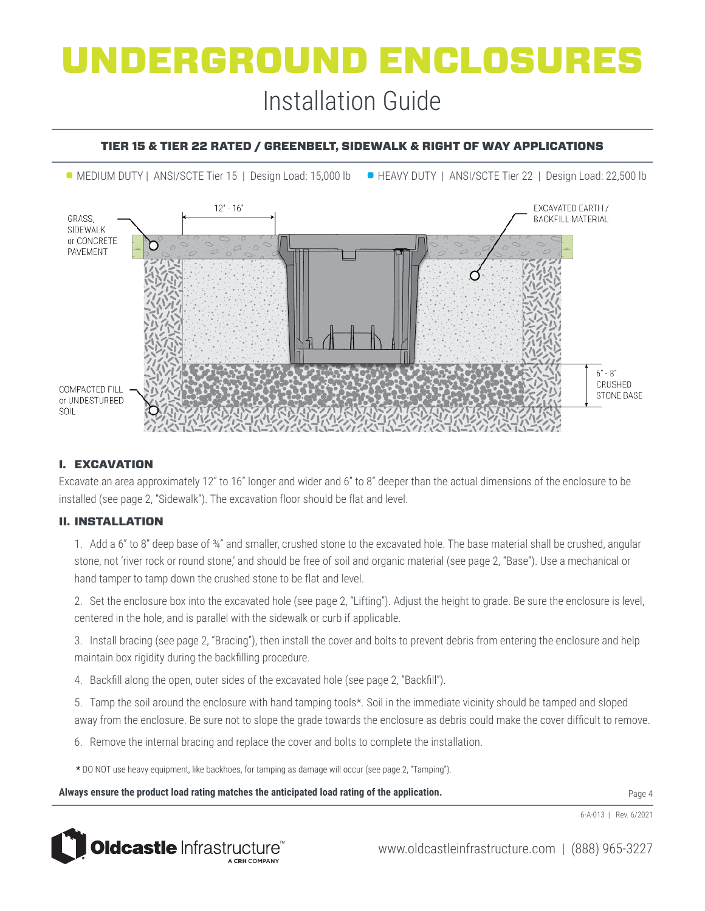# UNDERGROUND ENCLOSURES

## Installation Guide

### TIER 15 & TIER 22 RATED / GREENBELT, SIDEWALK & RIGHT OF WAY APPLICATIONS

- MEDIUM DUTY | ANSI/SCTE Tier 15 | Design Load: 15,000 lb
- HEAVY DUTY | ANSI/SCTE Tier 22 | Design Load: 22,500 lb

GRASS, SIDEWALK or CONCRETE PAVEMENT

12" - 16"

EXCAVATED EARTH / BACKFILL MATERIAL

6" - 8" CRUSHED STONE BASE

COMPACTED FILL or UNDESTURBED SOIL

### I. EXCAVATION

Excavate an area approximately 12" to 16" longer and wider and 6" to 8" deeper than the actual dimensions of the enclosure to be installed (see page 2, "Sidewalk"). The excavation floor should be flat and level.

### II. INSTALLATION

1. Add a 6" to 8" deep base of ¾" and smaller, crushed stone to the excavated hole. The base material shall be crushed, angular stone, not 'river rock or round stone,' and should be free of soil and organic material (see page 2, "Base"). Use a mechanical or hand tamper to tamp down the crushed stone to be flat and level.
2. Set the enclosure box into the excavated hole (see page 2, "Lifting"). Adjust the height to grade. Be sure the enclosure is level, centered in the hole, and is parallel with the sidewalk or curb if applicable.
3. Install bracing (see page 2, "Bracing"), then install the cover and bolts to prevent debris from entering the enclosure and help maintain box rigidity during the backfilling procedure.
4. Backfill along the open, outer sides of the excavated hole (see page 2, "Backfill").
5. Tamp the soil around the enclosure with hand tamping tools*. Soil in the immediate vicinity should be tamped and sloped away from the enclosure. Be sure not to slope the grade towards the enclosure as debris could make the cover difficult to remove.
6. Remove the internal bracing and replace the cover and bolts to complete the installation.

**\*** DO NOT use heavy equipment, like backhoes, for tamping as damage will occur (see page 2, "Tamping").

**Always ensure the product load rating matches the anticipated load rating of the application.**

6-A-013 | Rev. 6/2021

Oldcastle Infrastructure™ A CRH COMPANY

www.oldcastleinfrastructure.com | (888) 965-3227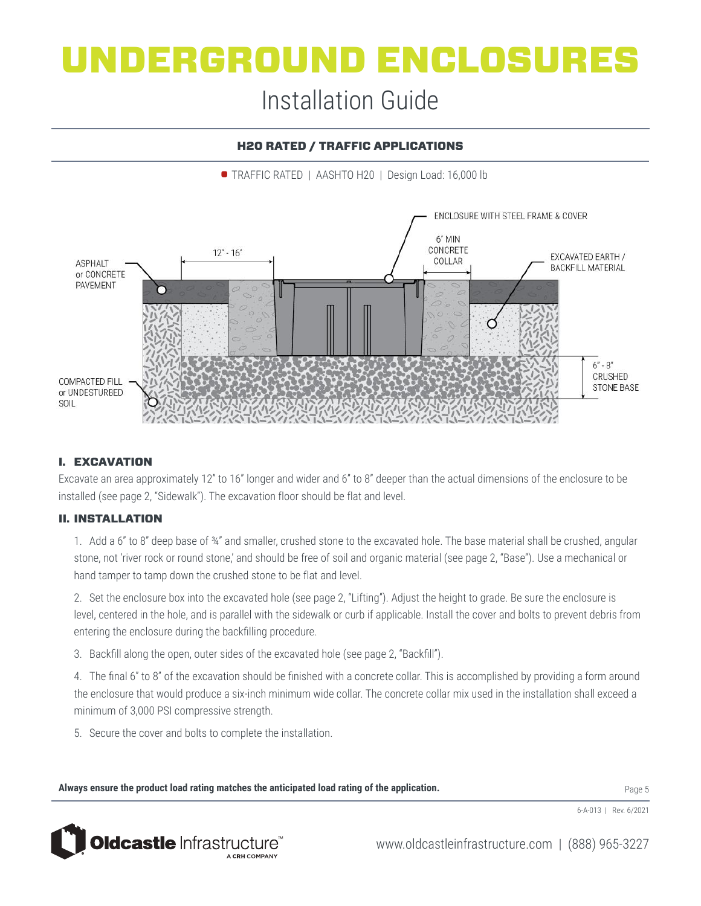# UNDERGROUND ENCLOSURES

## Installation Guide

### H20 RATED / TRAFFIC APPLICATIONS

TRAFFIC RATED | AASHTO H20 | Design Load: 16,000 lb

ENCLOSURE WITH STEEL FRAME & COVER

12" - 16"

6" MIN CONCRETE COLLAR

ASPHALT or CONCRETE PAVEMENT

EXCAVATED EARTH / BACKFILL MATERIAL

COMPACTED FILL or UNDESTURBED SOIL

6" - 8" CRUSHED STONE BASE

### I. EXCAVATION

Excavate an area approximately 12" to 16" longer and wider and 6" to 8" deeper than the actual dimensions of the enclosure to be installed (see page 2, "Sidewalk"). The excavation floor should be flat and level.

### II. INSTALLATION

1. Add a 6" to 8" deep base of ¾" and smaller, crushed stone to the excavated hole. The base material shall be crushed, angular stone, not 'river rock or round stone,' and should be free of soil and organic material (see page 2, "Base"). Use a mechanical or hand tamper to tamp down the crushed stone to be flat and level.

2. Set the enclosure box into the excavated hole (see page 2, "Lifting"). Adjust the height to grade. Be sure the enclosure is level, centered in the hole, and is parallel with the sidewalk or curb if applicable. Install the cover and bolts to prevent debris from entering the enclosure during the backfilling procedure.

3. Backfill along the open, outer sides of the excavated hole (see page 2, "Backfill").

4. The final 6" to 8" of the excavation should be finished with a concrete collar. This is accomplished by providing a form around the enclosure that would produce a six-inch minimum wide collar. The concrete collar mix used in the installation shall exceed a minimum of 3,000 PSI compressive strength.

5. Secure the cover and bolts to complete the installation.

**Always ensure the product load rating matches the anticipated load rating of the application.**

6-A-013 | Rev. 6/2021

Oldcastle Infrastructure™ A CRH COMPANY

www.oldcastleinfrastructure.com | (888) 965-3227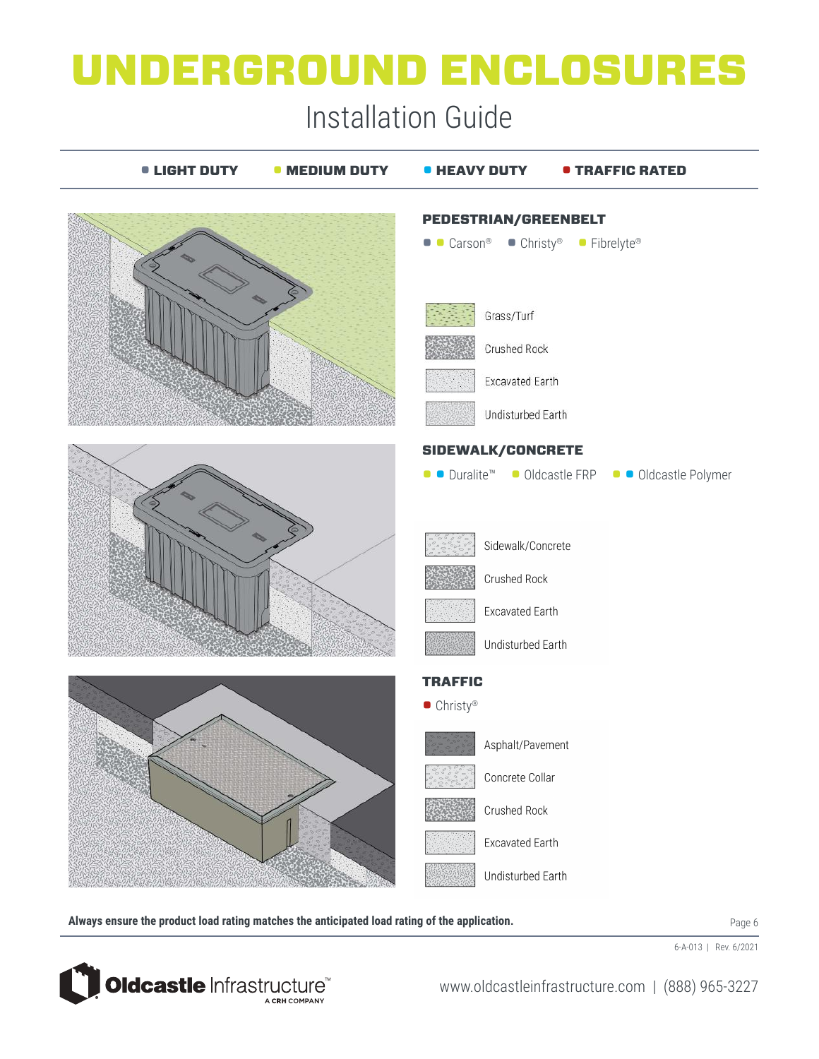# UNDERGROUND ENCLOSURES

## Installation Guide

- LIGHT DUTY
- MEDIUM DUTY
- HEAVY DUTY
- TRAFFIC RATED

### PEDESTRIAN/GREENBELT

Carson® | Christy® | Fibrelyte®

Grass/Turf
Crushed Rock
Excavated Earth
Undisturbed Earth

### SIDEWALK/CONCRETE

Duralite™ | Oldcastle FRP | Oldcastle Polymer

Sidewalk/Concrete
Crushed Rock
Excavated Earth
Undisturbed Earth

### TRAFFIC

Christy®

Asphalt/Pavement
Concrete Collar
Crushed Rock
Excavated Earth
Undisturbed Earth

**Always ensure the product load rating matches the anticipated load rating of the application.**

6-A-013 | Rev. 6/2021

Oldcastle Infrastructure™ A CRH COMPANY

www.oldcastleinfrastructure.com | (888) 965-3227